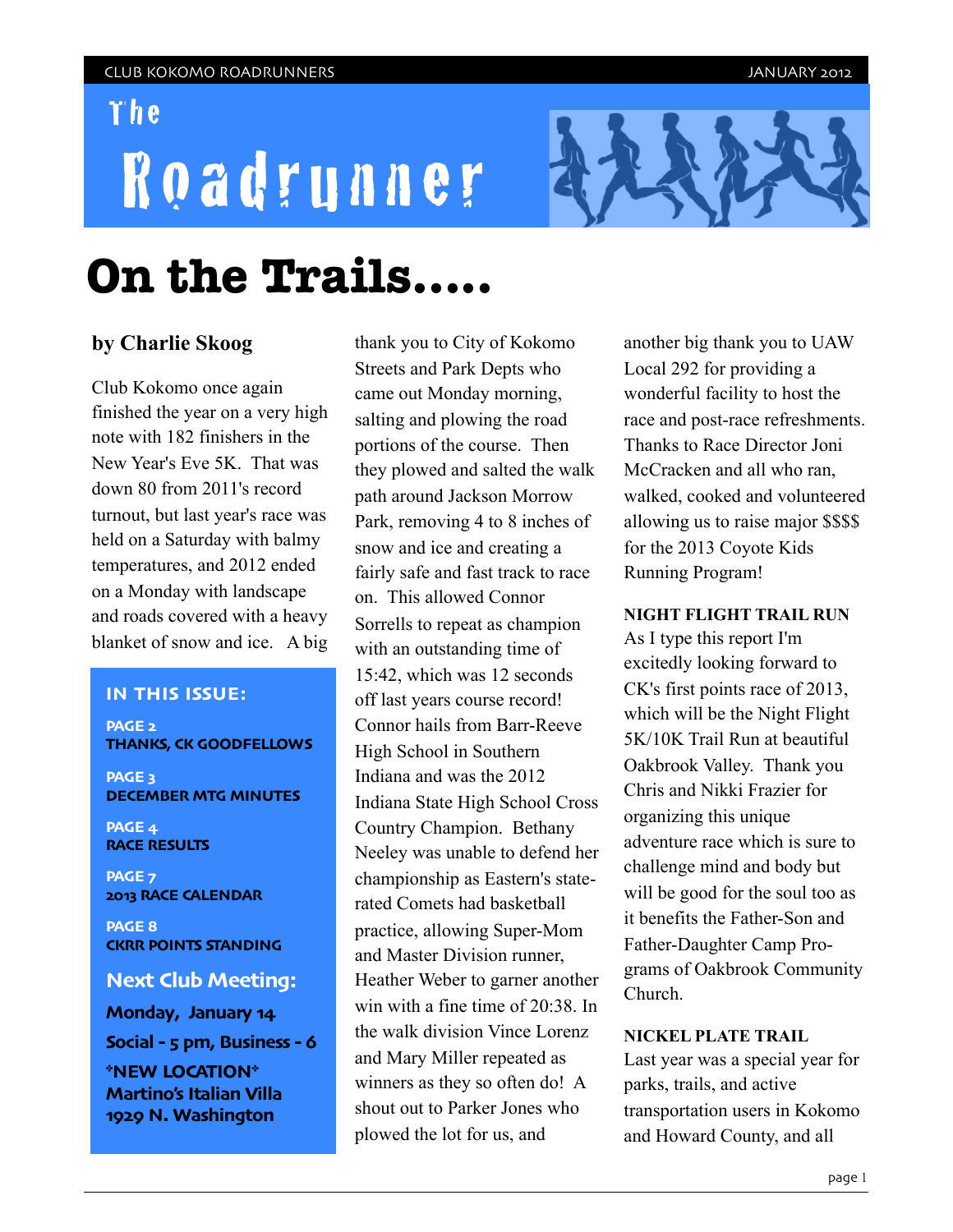# The Roadrunner

# On the Trails.....

**by Charlie Skoog**

Club Kokomo once again finished the year on a very high note with 182 finishers in the New Year's Eve 5K. That was down 80 from 2011's record turnout, but last year's race was held on a Saturday with balmy temperatures, and 2012 ended on a Monday with landscape and roads covered with a heavy blanket of snow and ice. A big thank you to City of Kokomo Streets and Park Depts who came out Monday morning, salting and plowing the road portions of the course. Then they plowed and salted the walk path around Jackson Morrow Park, removing 4 to 8 inches of snow and ice and creating a fairly safe and fast track to race on. This allowed Connor Sorrells to repeat as champion with an outstanding time of 15:42, which was 12 seconds off last years course record! Connor hails from Barr-Reeve High School in Southern Indiana and was the 2012 Indiana State High School Cross Country Champion. Bethany Neeley was unable to defend her championship as Eastern's state-rated Comets had basketball practice, allowing Super-Mom and Master Division runner, Heather Weber to garner another win with a fine time of 20:38. In the walk division Vince Lorenz and Mary Miller repeated as winners as they so often do! A shout out to Parker Jones who plowed the lot for us, and another big thank you to UAW Local 292 for providing a wonderful facility to host the race and post-race refreshments. Thanks to Race Director Joni McCracken and all who ran, walked, cooked and volunteered allowing us to raise major $$$$ for the 2013 Coyote Kids Running Program!

**NIGHT FLIGHT TRAIL RUN**

As I type this report I'm excitedly looking forward to CK's first points race of 2013, which will be the Night Flight 5K/10K Trail Run at beautiful Oakbrook Valley. Thank you Chris and Nikki Frazier for organizing this unique adventure race which is sure to challenge mind and body but will be good for the soul too as it benefits the Father-Son and Father-Daughter Camp Programs of Oakbrook Community Church.

**NICKEL PLATE TRAIL**

Last year was a special year for parks, trails, and active transportation users in Kokomo and Howard County, and all

---

**IN THIS ISSUE:**

**PAGE 2**
**THANKS, CK GOODFELLOWS**

**PAGE 3**
**DECEMBER MTG MINUTES**

**PAGE 4**
**RACE RESULTS**

**PAGE 7**
**2013 RACE CALENDAR**

**PAGE 8**
**CKRR POINTS STANDING**

**Next Club Meeting:**

**Monday, January 14**

**Social - 5 pm, Business - 6**

**\*NEW LOCATION\***
**Martino's Italian Villa**
**1929 N. Washington**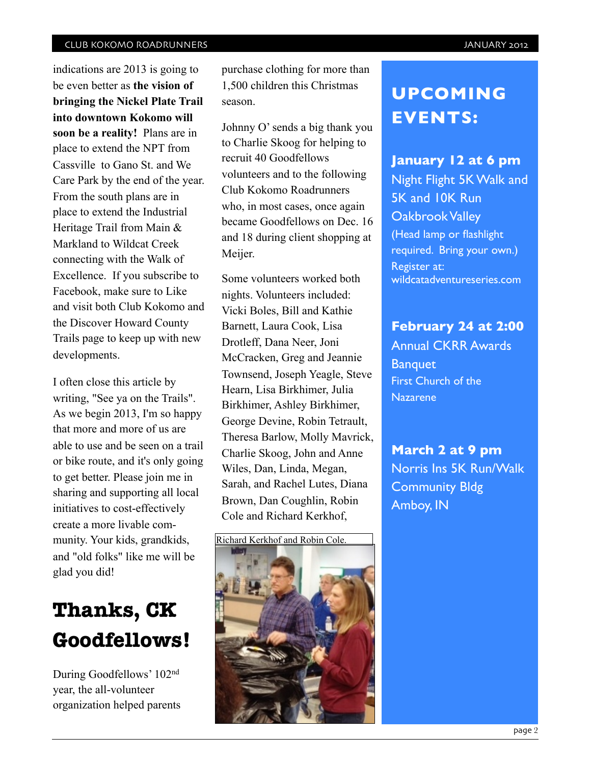indications are 2013 is going to be even better as **the vision of bringing the Nickel Plate Trail into downtown Kokomo will soon be a reality!** Plans are in place to extend the NPT from Cassville to Gano St. and We Care Park by the end of the year. From the south plans are in place to extend the Industrial Heritage Trail from Main & Markland to Wildcat Creek connecting with the Walk of Excellence. If you subscribe to Facebook, make sure to Like and visit both Club Kokomo and the Discover Howard County Trails page to keep up with new developments.

I often close this article by writing, "See ya on the Trails". As we begin 2013, I'm so happy that more and more of us are able to use and be seen on a trail or bike route, and it's only going to get better. Please join me in sharing and supporting all local initiatives to cost-effectively create a more livable community. Your kids, grandkids, and "old folks" like me will be glad you did!

# Thanks, CK Goodfellows!

During Goodfellows' 102nd year, the all-volunteer organization helped parents purchase clothing for more than 1,500 children this Christmas season.

Johnny O' sends a big thank you to Charlie Skoog for helping to recruit 40 Goodfellows volunteers and to the following Club Kokomo Roadrunners who, in most cases, once again became Goodfellows on Dec. 16 and 18 during client shopping at Meijer.

Some volunteers worked both nights. Volunteers included: Vicki Boles, Bill and Kathie Barnett, Laura Cook, Lisa Drotleff, Dana Neer, Joni McCracken, Greg and Jeannie Townsend, Joseph Yeagle, Steve Hearn, Lisa Birkhimer, Julia Birkhimer, Ashley Birkhimer, George Devine, Robin Tetrault, Theresa Barlow, Molly Mavrick, Charlie Skoog, John and Anne Wiles, Dan, Linda, Megan, Sarah, and Rachel Lutes, Diana Brown, Dan Coughlin, Robin Cole and Richard Kerkhof,

Richard Kerkhof and Robin Cole.

## UPCOMING EVENTS:

**January 12 at 6 pm**
Night Flight 5K Walk and 5K and 10K Run
Oakbrook Valley
(Head lamp or flashlight required. Bring your own.)
Register at: wildcatadventureseries.com

**February 24 at 2:00**
Annual CKRR Awards Banquet
First Church of the Nazarene

**March 2 at 9 pm**
Norris Ins 5K Run/Walk
Community Bldg
Amboy, IN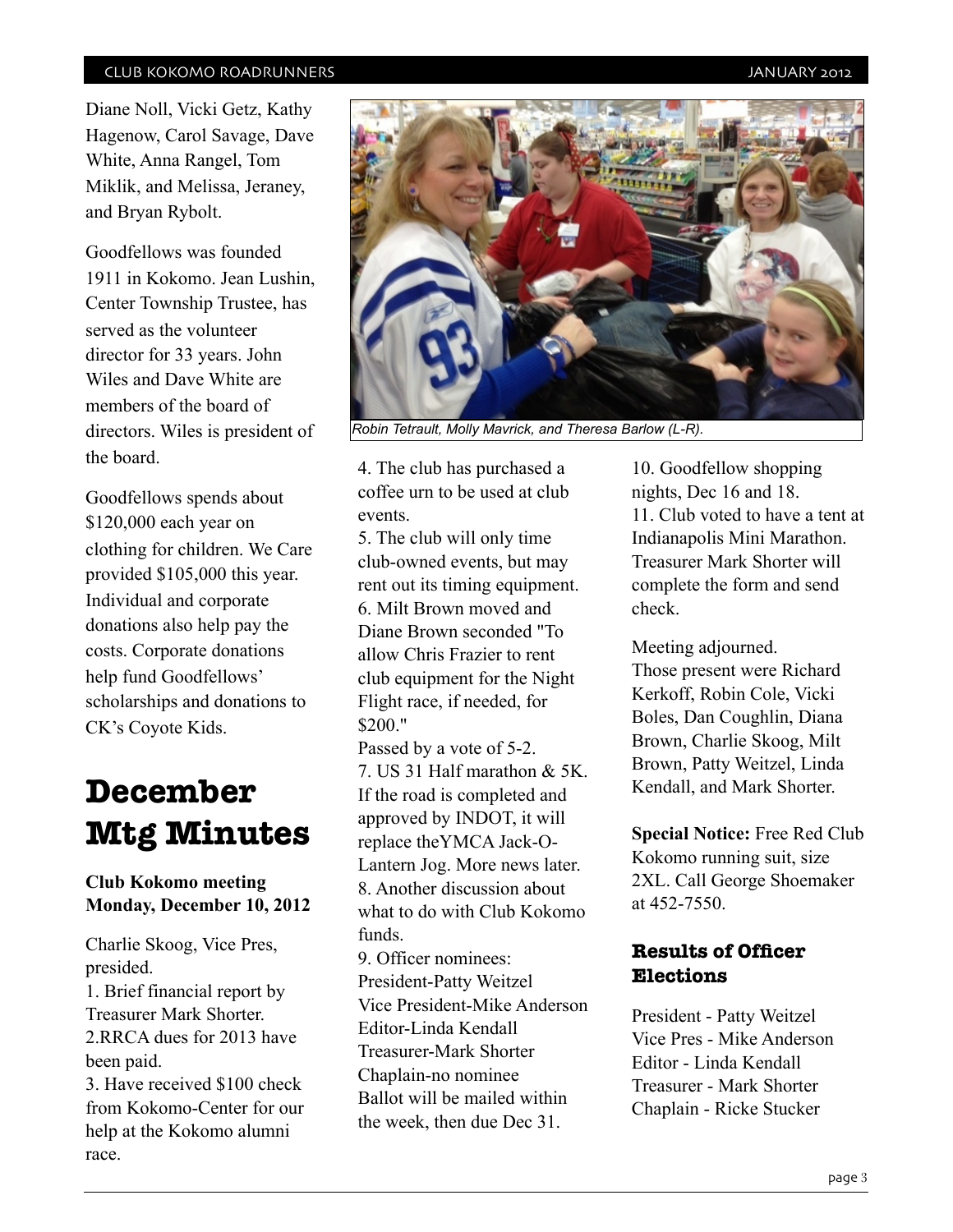Diane Noll, Vicki Getz, Kathy Hagenow, Carol Savage, Dave White, Anna Rangel, Tom Miklik, and Melissa, Jeraney, and Bryan Rybolt.

Goodfellows was founded 1911 in Kokomo. Jean Lushin, Center Township Trustee, has served as the volunteer director for 33 years. John Wiles and Dave White are members of the board of directors. Wiles is president of the board.

Goodfellows spends about $120,000 each year on clothing for children. We Care provided $105,000 this year. Individual and corporate donations also help pay the costs. Corporate donations help fund Goodfellows' scholarships and donations to CK's Coyote Kids.

*Robin Tetrault, Molly Mavrick, and Theresa Barlow (L-R).*

# December Mtg Minutes

**Club Kokomo meeting Monday, December 10, 2012**

Charlie Skoog, Vice Pres, presided.
1. Brief financial report by Treasurer Mark Shorter.
2.RRCA dues for 2013 have been paid.
3. Have received $100 check from Kokomo-Center for our help at the Kokomo alumni race.
4. The club has purchased a coffee urn to be used at club events.
5. The club will only time club-owned events, but may rent out its timing equipment.
6. Milt Brown moved and Diane Brown seconded "To allow Chris Frazier to rent club equipment for the Night Flight race, if needed, for $200."
Passed by a vote of 5-2.
7. US 31 Half marathon & 5K. If the road is completed and approved by INDOT, it will replace theYMCA Jack-O-Lantern Jog. More news later.
8. Another discussion about what to do with Club Kokomo funds.
9. Officer nominees:
President-Patty Weitzel
Vice President-Mike Anderson
Editor-Linda Kendall
Treasurer-Mark Shorter
Chaplain-no nominee
Ballot will be mailed within the week, then due Dec 31.
10. Goodfellow shopping nights, Dec 16 and 18.
11. Club voted to have a tent at Indianapolis Mini Marathon. Treasurer Mark Shorter will complete the form and send check.

Meeting adjourned.
Those present were Richard Kerkoff, Robin Cole, Vicki Boles, Dan Coughlin, Diana Brown, Charlie Skoog, Milt Brown, Patty Weitzel, Linda Kendall, and Mark Shorter.

**Special Notice:** Free Red Club Kokomo running suit, size 2XL. Call George Shoemaker at 452-7550.

## Results of Officer Elections

President - Patty Weitzel
Vice Pres - Mike Anderson
Editor - Linda Kendall
Treasurer - Mark Shorter
Chaplain - Ricke Stucker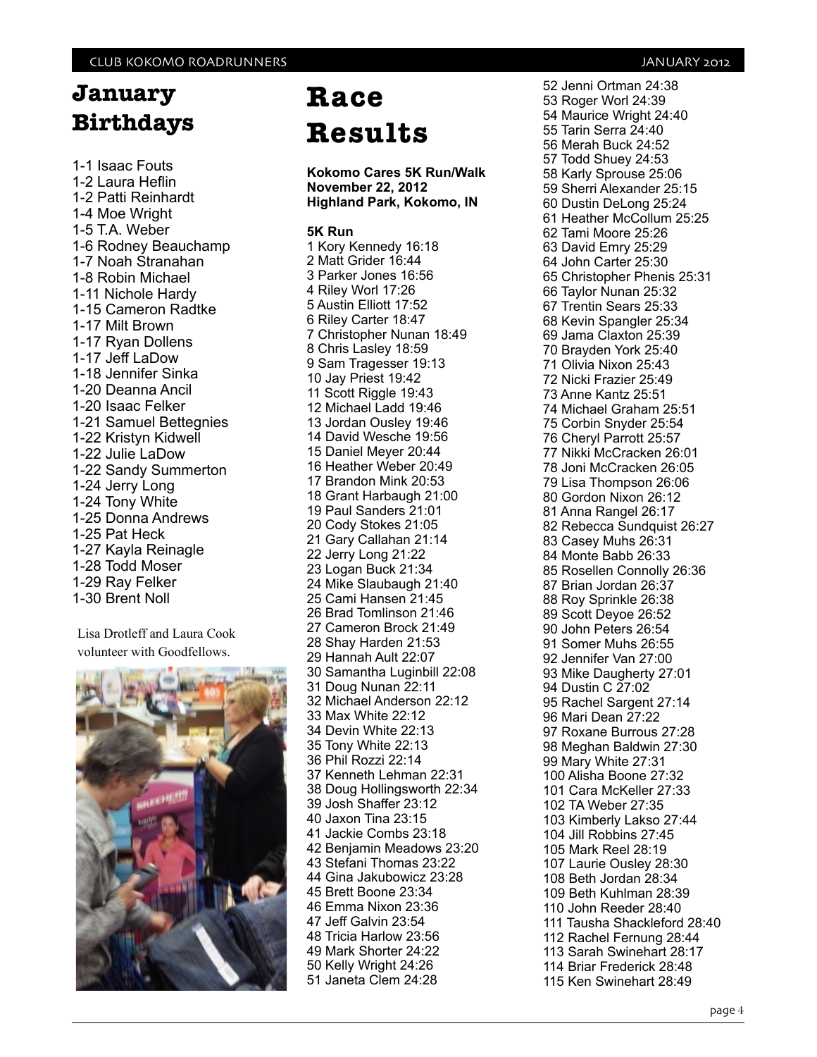## January Birthdays

1-1 Isaac Fouts
1-2 Laura Heflin
1-2 Patti Reinhardt
1-4 Moe Wright
1-5 T.A. Weber
1-6 Rodney Beauchamp
1-7 Noah Stranahan
1-8 Robin Michael
1-11 Nichole Hardy
1-15 Cameron Radtke
1-17 Milt Brown
1-17 Ryan Dollens
1-17 Jeff LaDow
1-18 Jennifer Sinka
1-20 Deanna Ancil
1-20 Isaac Felker
1-21 Samuel Bettegnies
1-22 Kristyn Kidwell
1-22 Julie LaDow
1-22 Sandy Summerton
1-24 Jerry Long
1-24 Tony White
1-25 Donna Andrews
1-25 Pat Heck
1-27 Kayla Reinagle
1-28 Todd Moser
1-29 Ray Felker
1-30 Brent Noll

Lisa Drotleff and Laura Cook volunteer with Goodfellows.

## Race Results

**Kokomo Cares 5K Run/Walk**
**November 22, 2012**
**Highland Park, Kokomo, IN**

**5K Run**

1 Kory Kennedy 16:18
2 Matt Grider 16:44
3 Parker Jones 16:56
4 Riley Worl 17:26
5 Austin Elliott 17:52
6 Riley Carter 18:47
7 Christopher Nunan 18:49
8 Chris Lasley 18:59
9 Sam Tragesser 19:13
10 Jay Priest 19:42
11 Scott Riggle 19:43
12 Michael Ladd 19:46
13 Jordan Ousley 19:46
14 David Wesche 19:56
15 Daniel Meyer 20:44
16 Heather Weber 20:49
17 Brandon Mink 20:53
18 Grant Harbaugh 21:00
19 Paul Sanders 21:01
20 Cody Stokes 21:05
21 Gary Callahan 21:14
22 Jerry Long 21:22
23 Logan Buck 21:34
24 Mike Slaubaugh 21:40
25 Cami Hansen 21:45
26 Brad Tomlinson 21:46
27 Cameron Brock 21:49
28 Shay Harden 21:53
29 Hannah Ault 22:07
30 Samantha Luginbill 22:08
31 Doug Nunan 22:11
32 Michael Anderson 22:12
33 Max White 22:12
34 Devin White 22:13
35 Tony White 22:13
36 Phil Rozzi 22:14
37 Kenneth Lehman 22:31
38 Doug Hollingsworth 22:34
39 Josh Shaffer 23:12
40 Jaxon Tina 23:15
41 Jackie Combs 23:18
42 Benjamin Meadows 23:20
43 Stefani Thomas 23:22
44 Gina Jakubowicz 23:28
45 Brett Boone 23:34
46 Emma Nixon 23:36
47 Jeff Galvin 23:54
48 Tricia Harlow 23:56
49 Mark Shorter 24:22
50 Kelly Wright 24:26
51 Janeta Clem 24:28
52 Jenni Ortman 24:38
53 Roger Worl 24:39
54 Maurice Wright 24:40
55 Tarin Serra 24:40
56 Merah Buck 24:52
57 Todd Shuey 24:53
58 Karly Sprouse 25:06
59 Sherri Alexander 25:15
60 Dustin DeLong 25:24
61 Heather McCollum 25:25
62 Tami Moore 25:26
63 David Emry 25:29
64 John Carter 25:30
65 Christopher Phenis 25:31
66 Taylor Nunan 25:32
67 Trentin Sears 25:33
68 Kevin Spangler 25:34
69 Jama Claxton 25:39
70 Brayden York 25:40
71 Olivia Nixon 25:43
72 Nicki Frazier 25:49
73 Anne Kantz 25:51
74 Michael Graham 25:51
75 Corbin Snyder 25:54
76 Cheryl Parrott 25:57
77 Nikki McCracken 26:01
78 Joni McCracken 26:05
79 Lisa Thompson 26:06
80 Gordon Nixon 26:12
81 Anna Rangel 26:17
82 Rebecca Sundquist 26:27
83 Casey Muhs 26:31
84 Monte Babb 26:33
85 Rosellen Connolly 26:36
87 Brian Jordan 26:37
88 Roy Sprinkle 26:38
89 Scott Deyoe 26:52
90 John Peters 26:54
91 Somer Muhs 26:55
92 Jennifer Van 27:00
93 Mike Daugherty 27:01
94 Dustin C 27:02
95 Rachel Sargent 27:14
96 Mari Dean 27:22
97 Roxane Burrous 27:28
98 Meghan Baldwin 27:30
99 Mary White 27:31
100 Alisha Boone 27:32
101 Cara McKeller 27:33
102 TA Weber 27:35
103 Kimberly Lakso 27:44
104 Jill Robbins 27:45
105 Mark Reel 28:19
107 Laurie Ousley 28:30
108 Beth Jordan 28:34
109 Beth Kuhlman 28:39
110 John Reeder 28:40
111 Tausha Shackleford 28:40
112 Rachel Fernung 28:44
113 Sarah Swinehart 28:17
114 Briar Frederick 28:48
115 Ken Swinehart 28:49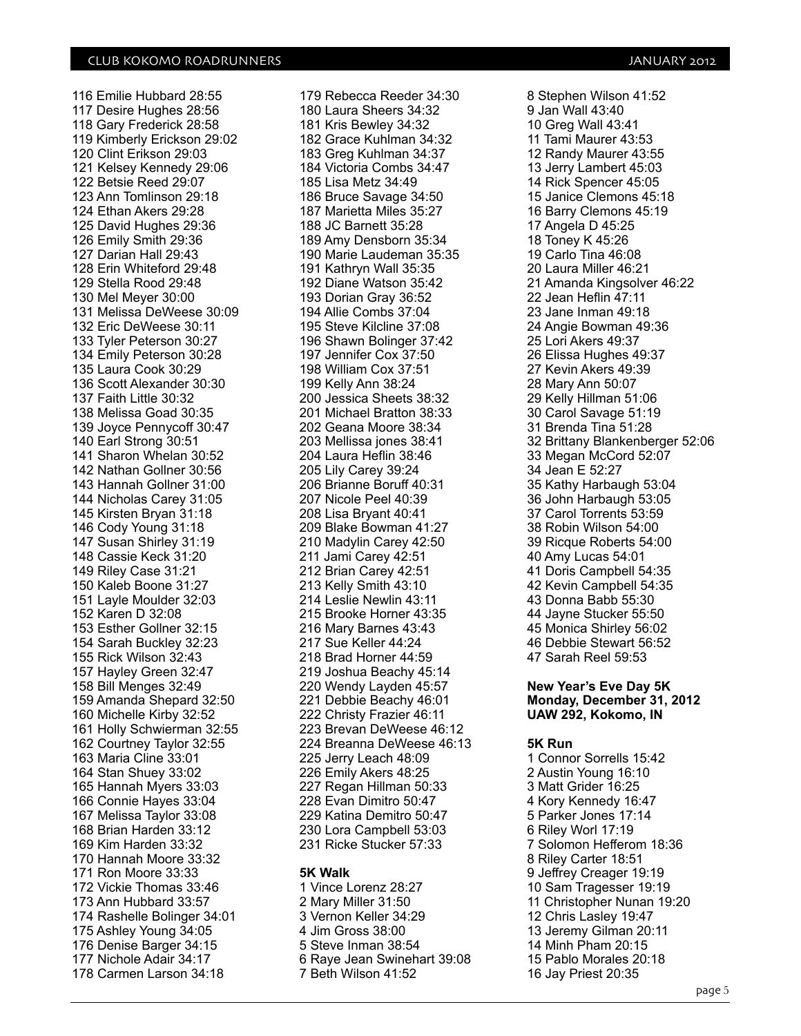116 Emilie Hubbard 28:55
117 Desire Hughes 28:56
118 Gary Frederick 28:58
119 Kimberly Erickson 29:02
120 Clint Erikson 29:03
121 Kelsey Kennedy 29:06
122 Betsie Reed 29:07
123 Ann Tomlinson 29:18
124 Ethan Akers 29:28
125 David Hughes 29:36
126 Emily Smith 29:36
127 Darian Hall 29:43
128 Erin Whiteford 29:48
129 Stella Rood 29:48
130 Mel Meyer 30:00
131 Melissa DeWeese 30:09
132 Eric DeWeese 30:11
133 Tyler Peterson 30:27
134 Emily Peterson 30:28
135 Laura Cook 30:29
136 Scott Alexander 30:30
137 Faith Little 30:32
138 Melissa Goad 30:35
139 Joyce Pennycoff 30:47
140 Earl Strong 30:51
141 Sharon Whelan 30:52
142 Nathan Gollner 30:56
143 Hannah Gollner 31:00
144 Nicholas Carey 31:05
145 Kirsten Bryan 31:18
146 Cody Young 31:18
147 Susan Shirley 31:19
148 Cassie Keck 31:20
149 Riley Case 31:21
150 Kaleb Boone 31:27
151 Layle Moulder 32:03
152 Karen D 32:08
153 Esther Gollner 32:15
154 Sarah Buckley 32:23
155 Rick Wilson 32:43
157 Hayley Green 32:47
158 Bill Menges 32:49
159 Amanda Shepard 32:50
160 Michelle Kirby 32:52
161 Holly Schwierman 32:55
162 Courtney Taylor 32:55
163 Maria Cline 33:01
164 Stan Shuey 33:02
165 Hannah Myers 33:03
166 Connie Hayes 33:04
167 Melissa Taylor 33:08
168 Brian Harden 33:12
169 Kim Harden 33:32
170 Hannah Moore 33:32
171 Ron Moore 33:33
172 Vickie Thomas 33:46
173 Ann Hubbard 33:57
174 Rashelle Bolinger 34:01
175 Ashley Young 34:05
176 Denise Barger 34:15
177 Nichole Adair 34:17
178 Carmen Larson 34:18
179 Rebecca Reeder 34:30
180 Laura Sheers 34:32
181 Kris Bewley 34:32
182 Grace Kuhlman 34:32
183 Greg Kuhlman 34:37
184 Victoria Combs 34:47
185 Lisa Metz 34:49
186 Bruce Savage 34:50
187 Marietta Miles 35:27
188 JC Barnett 35:28
189 Amy Densborn 35:34
190 Marie Laudeman 35:35
191 Kathryn Wall 35:35
192 Diane Watson 35:42
193 Dorian Gray 36:52
194 Allie Combs 37:04
195 Steve Kilcline 37:08
196 Shawn Bolinger 37:42
197 Jennifer Cox 37:50
198 William Cox 37:51
199 Kelly Ann 38:24
200 Jessica Sheets 38:32
201 Michael Bratton 38:33
202 Geana Moore 38:34
203 Mellissa jones 38:41
204 Laura Heflin 38:46
205 Lily Carey 39:24
206 Brianne Boruff 40:31
207 Nicole Peel 40:39
208 Lisa Bryant 40:41
209 Blake Bowman 41:27
210 Madylin Carey 42:50
211 Jami Carey 42:51
212 Brian Carey 42:51
213 Kelly Smith 43:10
214 Leslie Newlin 43:11
215 Brooke Horner 43:35
216 Mary Barnes 43:43
217 Sue Keller 44:24
218 Brad Horner 44:59
219 Joshua Beachy 45:14
220 Wendy Layden 45:57
221 Debbie Beachy 46:01
222 Christy Frazier 46:11
223 Brevan DeWeese 46:12
224 Breanna DeWeese 46:13
225 Jerry Leach 48:09
226 Emily Akers 48:25
227 Regan Hillman 50:33
228 Evan Dimitro 50:47
229 Katina Demitro 50:47
230 Lora Campbell 53:03
231 Ricke Stucker 57:33

**5K Walk**

1 Vince Lorenz 28:27
2 Mary Miller 31:50
3 Vernon Keller 34:29
4 Jim Gross 38:00
5 Steve Inman 38:54
6 Raye Jean Swinehart 39:08
7 Beth Wilson 41:52
8 Stephen Wilson 41:52
9 Jan Wall 43:40
10 Greg Wall 43:41
11 Tami Maurer 43:53
12 Randy Maurer 43:55
13 Jerry Lambert 45:03
14 Rick Spencer 45:05
15 Janice Clemons 45:18
16 Barry Clemons 45:19
17 Angela D 45:25
18 Toney K 45:26
19 Carlo Tina 46:08
20 Laura Miller 46:21
21 Amanda Kingsolver 46:22
22 Jean Heflin 47:11
23 Jane Inman 49:18
24 Angie Bowman 49:36
25 Lori Akers 49:37
26 Elissa Hughes 49:37
27 Kevin Akers 49:39
28 Mary Ann 50:07
29 Kelly Hillman 51:06
30 Carol Savage 51:19
31 Brenda Tina 51:28
32 Brittany Blankenberger 52:06
33 Megan McCord 52:07
34 Jean E 52:27
35 Kathy Harbaugh 53:04
36 John Harbaugh 53:05
37 Carol Torrents 53:59
38 Robin Wilson 54:00
39 Ricque Roberts 54:00
40 Amy Lucas 54:01
41 Doris Campbell 54:35
42 Kevin Campbell 54:35
43 Donna Babb 55:30
44 Jayne Stucker 55:50
45 Monica Shirley 56:02
46 Debbie Stewart 56:52
47 Sarah Reel 59:53

**New Year's Eve Day 5K**
**Monday, December 31, 2012**
**UAW 292, Kokomo, IN**

**5K Run**

1 Connor Sorrells 15:42
2 Austin Young 16:10
3 Matt Grider 16:25
4 Kory Kennedy 16:47
5 Parker Jones 17:14
6 Riley Worl 17:19
7 Solomon Hefferom 18:36
8 Riley Carter 18:51
9 Jeffrey Creager 19:19
10 Sam Tragesser 19:19
11 Christopher Nunan 19:20
12 Chris Lasley 19:47
13 Jeremy Gilman 20:11
14 Minh Pham 20:15
15 Pablo Morales 20:18
16 Jay Priest 20:35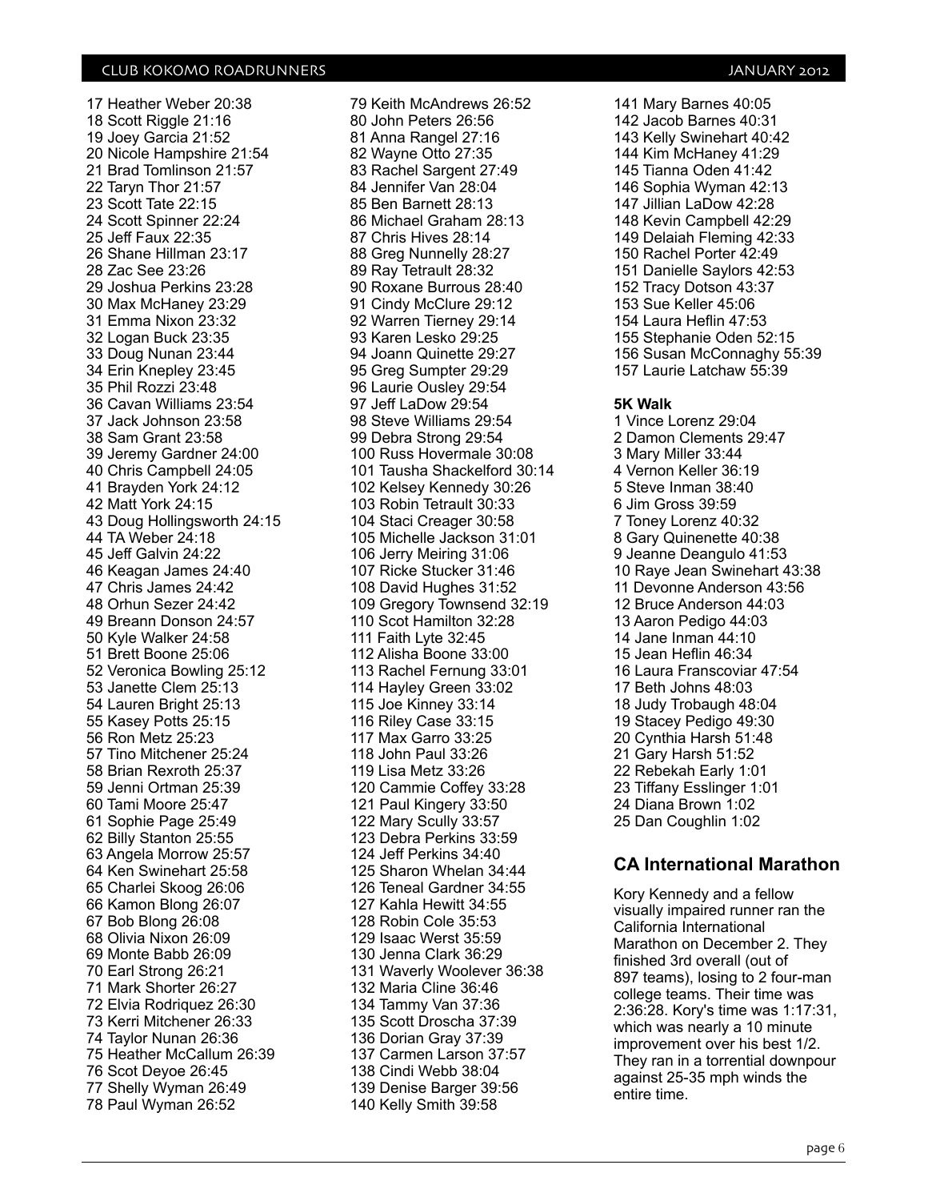17 Heather Weber 20:38
18 Scott Riggle 21:16
19 Joey Garcia 21:52
20 Nicole Hampshire 21:54
21 Brad Tomlinson 21:57
22 Taryn Thor 21:57
23 Scott Tate 22:15
24 Scott Spinner 22:24
25 Jeff Faux 22:35
26 Shane Hillman 23:17
28 Zac See 23:26
29 Joshua Perkins 23:28
30 Max McHaney 23:29
31 Emma Nixon 23:32
32 Logan Buck 23:35
33 Doug Nunan 23:44
34 Erin Knepley 23:45
35 Phil Rozzi 23:48
36 Cavan Williams 23:54
37 Jack Johnson 23:58
38 Sam Grant 23:58
39 Jeremy Gardner 24:00
40 Chris Campbell 24:05
41 Brayden York 24:12
42 Matt York 24:15
43 Doug Hollingsworth 24:15
44 TA Weber 24:18
45 Jeff Galvin 24:22
46 Keagan James 24:40
47 Chris James 24:42
48 Orhun Sezer 24:42
49 Breann Donson 24:57
50 Kyle Walker 24:58
51 Brett Boone 25:06
52 Veronica Bowling 25:12
53 Janette Clem 25:13
54 Lauren Bright 25:13
55 Kasey Potts 25:15
56 Ron Metz 25:23
57 Tino Mitchener 25:24
58 Brian Rexroth 25:37
59 Jenni Ortman 25:39
60 Tami Moore 25:47
61 Sophie Page 25:49
62 Billy Stanton 25:55
63 Angela Morrow 25:57
64 Ken Swinehart 25:58
65 Charlei Skoog 26:06
66 Kamon Blong 26:07
67 Bob Blong 26:08
68 Olivia Nixon 26:09
69 Monte Babb 26:09
70 Earl Strong 26:21
71 Mark Shorter 26:27
72 Elvia Rodriquez 26:30
73 Kerri Mitchener 26:33
74 Taylor Nunan 26:36
75 Heather McCallum 26:39
76 Scot Deyoe 26:45
77 Shelly Wyman 26:49
78 Paul Wyman 26:52
79 Keith McAndrews 26:52
80 John Peters 26:56
81 Anna Rangel 27:16
82 Wayne Otto 27:35
83 Rachel Sargent 27:49
84 Jennifer Van 28:04
85 Ben Barnett 28:13
86 Michael Graham 28:13
87 Chris Hives 28:14
88 Greg Nunnelly 28:27
89 Ray Tetrault 28:32
90 Roxane Burrous 28:40
91 Cindy McClure 29:12
92 Warren Tierney 29:14
93 Karen Lesko 29:25
94 Joann Quinette 29:27
95 Greg Sumpter 29:29
96 Laurie Ousley 29:54
97 Jeff LaDow 29:54
98 Steve Williams 29:54
99 Debra Strong 29:54
100 Russ Hovermale 30:08
101 Tausha Shackelford 30:14
102 Kelsey Kennedy 30:26
103 Robin Tetrault 30:33
104 Staci Creager 30:58
105 Michelle Jackson 31:01
106 Jerry Meiring 31:06
107 Ricke Stucker 31:46
108 David Hughes 31:52
109 Gregory Townsend 32:19
110 Scot Hamilton 32:28
111 Faith Lyte 32:45
112 Alisha Boone 33:00
113 Rachel Fernung 33:01
114 Hayley Green 33:02
115 Joe Kinney 33:14
116 Riley Case 33:15
117 Max Garro 33:25
118 John Paul 33:26
119 Lisa Metz 33:26
120 Cammie Coffey 33:28
121 Paul Kingery 33:50
122 Mary Scully 33:57
123 Debra Perkins 33:59
124 Jeff Perkins 34:40
125 Sharon Whelan 34:44
126 Teneal Gardner 34:55
127 Kahla Hewitt 34:55
128 Robin Cole 35:53
129 Isaac Werst 35:59
130 Jenna Clark 36:29
131 Waverly Woolever 36:38
132 Maria Cline 36:46
134 Tammy Van 37:36
135 Scott Droscha 37:39
136 Dorian Gray 37:39
137 Carmen Larson 37:57
138 Cindi Webb 38:04
139 Denise Barger 39:56
140 Kelly Smith 39:58
141 Mary Barnes 40:05
142 Jacob Barnes 40:31
143 Kelly Swinehart 40:42
144 Kim McHaney 41:29
145 Tianna Oden 41:42
146 Sophia Wyman 42:13
147 Jillian LaDow 42:28
148 Kevin Campbell 42:29
149 Delaiah Fleming 42:33
150 Rachel Porter 42:49
151 Danielle Saylors 42:53
152 Tracy Dotson 43:37
153 Sue Keller 45:06
154 Laura Heflin 47:53
155 Stephanie Oden 52:15
156 Susan McConnaghy 55:39
157 Laurie Latchaw 55:39

**5K Walk**

1 Vince Lorenz 29:04
2 Damon Clements 29:47
3 Mary Miller 33:44
4 Vernon Keller 36:19
5 Steve Inman 38:40
6 Jim Gross 39:59
7 Toney Lorenz 40:32
8 Gary Quinenette 40:38
9 Jeanne Deangulo 41:53
10 Raye Jean Swinehart 43:38
11 Devonne Anderson 43:56
12 Bruce Anderson 44:03
13 Aaron Pedigo 44:03
14 Jane Inman 44:10
15 Jean Heflin 46:34
16 Laura Franscoviar 47:54
17 Beth Johns 48:03
18 Judy Trobaugh 48:04
19 Stacey Pedigo 49:30
20 Cynthia Harsh 51:48
21 Gary Harsh 51:52
22 Rebekah Early 1:01
23 Tiffany Esslinger 1:01
24 Diana Brown 1:02
25 Dan Coughlin 1:02

## CA International Marathon

Kory Kennedy and a fellow visually impaired runner ran the California International Marathon on December 2. They finished 3rd overall (out of 897 teams), losing to 2 four-man college teams. Their time was 2:36:28. Kory's time was 1:17:31, which was nearly a 10 minute improvement over his best 1/2. They ran in a torrential downpour against 25-35 mph winds the entire time.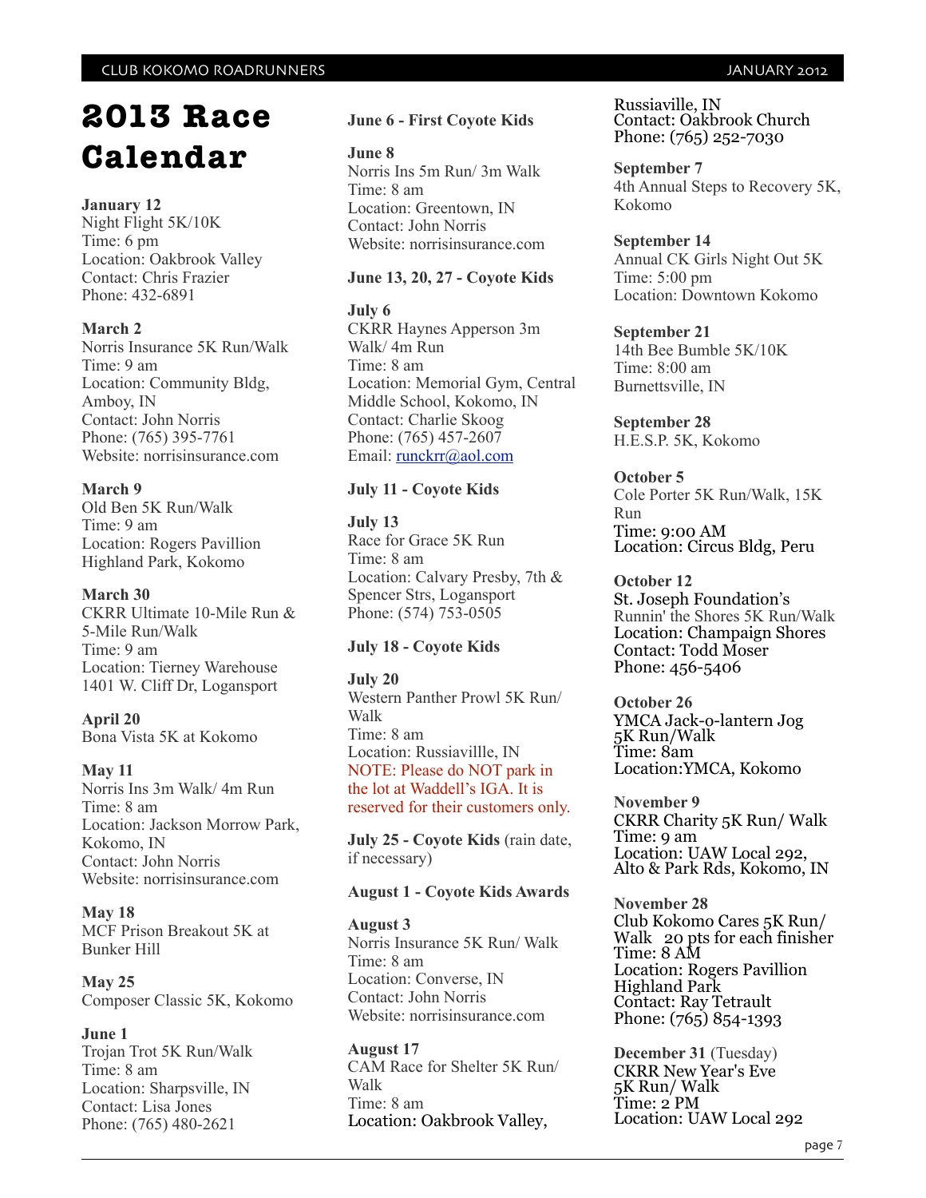# 2013 Race Calendar

**January 12**
Night Flight 5K/10K
Time: 6 pm
Location: Oakbrook Valley
Contact: Chris Frazier
Phone: 432-6891

**March 2**
Norris Insurance 5K Run/Walk
Time: 9 am
Location: Community Bldg, Amboy, IN
Contact: John Norris
Phone: (765) 395-7761
Website: norrisinsurance.com

**March 9**
Old Ben 5K Run/Walk
Time: 9 am
Location: Rogers Pavillion
Highland Park, Kokomo

**March 30**
CKRR Ultimate 10-Mile Run & 5-Mile Run/Walk
Time: 9 am
Location: Tierney Warehouse
1401 W. Cliff Dr, Logansport

**April 20**
Bona Vista 5K at Kokomo

**May 11**
Norris Ins 3m Walk/ 4m Run
Time: 8 am
Location: Jackson Morrow Park, Kokomo, IN
Contact: John Norris
Website: norrisinsurance.com

**May 18**
MCF Prison Breakout 5K at Bunker Hill

**May 25**
Composer Classic 5K, Kokomo

**June 1**
Trojan Trot 5K Run/Walk
Time: 8 am
Location: Sharpsville, IN
Contact: Lisa Jones
Phone: (765) 480-2621

**June 6 - First Coyote Kids**

**June 8**
Norris Ins 5m Run/ 3m Walk
Time: 8 am
Location: Greentown, IN
Contact: John Norris
Website: norrisinsurance.com

**June 13, 20, 27 - Coyote Kids**

**July 6**
CKRR Haynes Apperson 3m Walk/ 4m Run
Time: 8 am
Location: Memorial Gym, Central Middle School, Kokomo, IN
Contact: Charlie Skoog
Phone: (765) 457-2607
Email: runckrr@aol.com

**July 11 - Coyote Kids**

**July 13**
Race for Grace 5K Run
Time: 8 am
Location: Calvary Presby, 7th & Spencer Strs, Logansport
Phone: (574) 753-0505

**July 18 - Coyote Kids**

**July 20**
Western Panther Prowl 5K Run/ Walk
Time: 8 am
Location: Russiavillle, IN
NOTE: Please do NOT park in the lot at Waddell's IGA. It is reserved for their customers only.

**July 25 - Coyote Kids** (rain date, if necessary)

**August 1 - Coyote Kids Awards**

**August 3**
Norris Insurance 5K Run/ Walk
Time: 8 am
Location: Converse, IN
Contact: John Norris
Website: norrisinsurance.com

**August 17**
CAM Race for Shelter 5K Run/ Walk
Time: 8 am
Location: Oakbrook Valley, Russiaville, IN
Contact: Oakbrook Church
Phone: (765) 252-7030

**September 7**
4th Annual Steps to Recovery 5K, Kokomo

**September 14**
Annual CK Girls Night Out 5K
Time: 5:00 pm
Location: Downtown Kokomo

**September 21**
14th Bee Bumble 5K/10K
Time: 8:00 am
Burnettsville, IN

**September 28**
H.E.S.P. 5K, Kokomo

**October 5**
Cole Porter 5K Run/Walk, 15K Run
Time: 9:00 AM
Location: Circus Bldg, Peru

**October 12**
St. Joseph Foundation's Runnin' the Shores 5K Run/Walk
Location: Champaign Shores
Contact: Todd Moser
Phone: 456-5406

**October 26**
YMCA Jack-o-lantern Jog 5K Run/Walk
Time: 8am
Location:YMCA, Kokomo

**November 9**
CKRR Charity 5K Run/ Walk
Time: 9 am
Location: UAW Local 292, Alto & Park Rds, Kokomo, IN

**November 28**
Club Kokomo Cares 5K Run/ Walk 20 pts for each finisher
Time: 8 AM
Location: Rogers Pavillion Highland Park
Contact: Ray Tetrault
Phone: (765) 854-1393

**December 31** (Tuesday)
CKRR New Year's Eve 5K Run/ Walk
Time: 2 PM
Location: UAW Local 292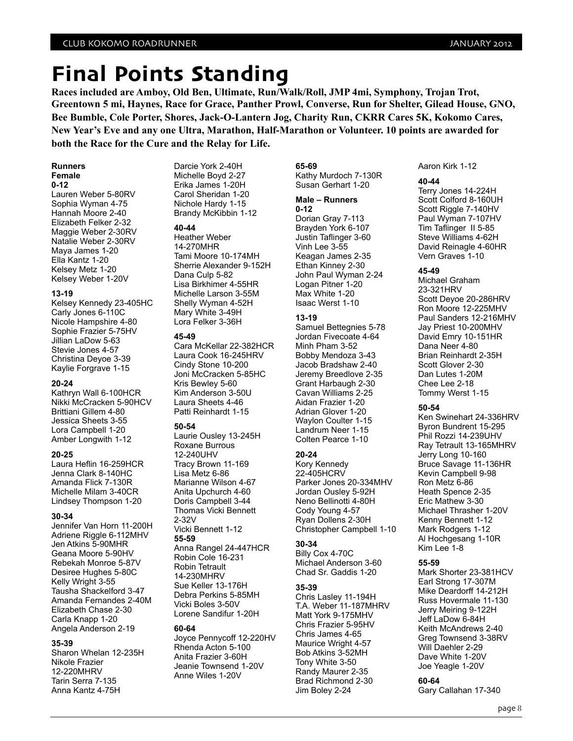# Final Points Standing

**Races included are Amboy, Old Ben, Ultimate, Run/Walk/Roll, JMP 4mi, Symphony, Trojan Trot, Greentown 5 mi, Haynes, Race for Grace, Panther Prowl, Converse, Run for Shelter, Gilead House, GNO, Bee Bumble, Cole Porter, Shores, Jack-O-Lantern Jog, Charity Run, CKRR Cares 5K, Kokomo Cares, New Year's Eve and any one Ultra, Marathon, Half-Marathon or Volunteer. 10 points are awarded for both the Race for the Cure and the Relay for Life.**

**Runners**
**Female**
**0-12**
Lauren Weber 5-80RV
Sophia Wyman 4-75
Hannah Moore 2-40
Elizabeth Felker 2-32
Maggie Weber 2-30RV
Natalie Weber 2-30RV
Maya James 1-20
Ella Kantz 1-20
Kelsey Metz 1-20
Kelsey Weber 1-20V

**13-19**
Kelsey Kennedy 23-405HC
Carly Jones 6-110C
Nicole Hampshire 4-80
Sophie Frazier 5-75HV
Jillian LaDow 5-63
Stevie Jones 4-57
Christina Deyoe 3-39
Kaylie Forgrave 1-15

**20-24**
Kathryn Wall 6-100HCR
Nikki McCracken 5-90HCV
Brittiani Gillem 4-80
Jessica Sheets 3-55
Lora Campbell 1-20
Amber Longwith 1-12

**20-25**
Laura Heflin 16-259HCR
Jenna Clark 8-140HC
Amanda Flick 7-130R
Michelle Milam 3-40CR
Lindsey Thompson 1-20

**30-34**
Jennifer Van Horn 11-200H
Adriene Riggle 6-112MHV
Jen Atkins 5-90MHR
Geana Moore 5-90HV
Rebekah Monroe 5-87V
Desiree Hughes 5-80C
Kelly Wright 3-55
Tausha Shackelford 3-47
Amanda Fernandes 2-40M
Elizabeth Chase 2-30
Carla Knapp 1-20
Angela Anderson 2-19

**35-39**
Sharon Whelan 12-235H
Nikole Frazier 12-220MHRV
Tarin Serra 7-135
Anna Kantz 4-75H
Darcie York 2-40H
Michelle Boyd 2-27
Erika James 1-20H
Carol Sheridan 1-20
Nichole Hardy 1-15
Brandy McKibbin 1-12

**40-44**
Heather Weber 14-270MHR
Tami Moore 10-174MH
Sherrie Alexander 9-152H
Dana Culp 5-82
Lisa Birkhimer 4-55HR
Michelle Larson 3-55M
Shelly Wyman 4-52H
Mary White 3-49H
Lora Felker 3-36H

**45-49**
Cara McKellar 22-382HCR
Laura Cook 16-245HRV
Cindy Stone 10-200
Joni McCracken 5-85HC
Kris Bewley 5-60
Kim Anderson 3-50U
Laura Sheets 4-46
Patti Reinhardt 1-15

**50-54**
Laurie Ousley 13-245H
Roxane Burrous 12-240UHV
Tracy Brown 11-169
Lisa Metz 6-86
Marianne Wilson 4-67
Anita Upchurch 4-60
Doris Campbell 3-44
Thomas Vicki Bennett 2-32V
Vicki Bennett 1-12

**55-59**
Anna Rangel 24-447HCR
Robin Cole 16-231
Robin Tetrault 14-230MHRV
Sue Keller 13-176H
Debra Perkins 5-85MH
Vicki Boles 3-50V
Lorene Sandifur 1-20H

**60-64**
Joyce Pennycoff 12-220HV
Rhenda Acton 5-100
Anita Frazier 3-60H
Jeanie Townsend 1-20V
Anne Wiles 1-20V

**65-69**
Kathy Murdoch 7-130R
Susan Gerhart 1-20

**Male – Runners**
**0-12**
Dorian Gray 7-113
Brayden York 6-107
Justin Taflinger 3-60
Vinh Lee 3-55
Keagan James 2-35
Ethan Kinney 2-30
John Paul Wyman 2-24
Logan Pitner 1-20
Max White 1-20
Isaac Werst 1-10

**13-19**
Samuel Bettegnies 5-78
Jordan Fivecoate 4-64
Minh Pham 3-52
Bobby Mendoza 3-43
Jacob Bradshaw 2-40
Jeremy Breedlove 2-35
Grant Harbaugh 2-30
Cavan Williams 2-25
Aidan Frazier 1-20
Adrian Glover 1-20
Waylon Coulter 1-15
Landrum Neer 1-15
Colten Pearce 1-10

**20-24**
Kory Kennedy 22-405HCRV
Parker Jones 20-334MHV
Jordan Ousley 5-92H
Neno Bellinotti 4-80H
Cody Young 4-57
Ryan Dollens 2-30H
Christopher Campbell 1-10

**30-34**
Billy Cox 4-70C
Michael Anderson 3-60
Chad Sr. Gaddis 1-20

**35-39**
Chris Lasley 11-194H
T.A. Weber 11-187MHRV
Matt York 9-175MHV
Chris Frazier 5-95HV
Chris James 4-65
Maurice Wright 4-57
Bob Atkins 3-52MH
Tony White 3-50
Randy Maurer 2-35
Brad Richmond 2-30
Jim Boley 2-24
Aaron Kirk 1-12

**40-44**
Terry Jones 14-224H
Scott Colford 8-160UH
Scott Riggle 7-140HV
Paul Wyman 7-107HV
Tim Taflinger II 5-85
Steve Williams 4-62H
David Reinagle 4-60HR
Vern Graves 1-10

**45-49**
Michael Graham 23-321HRV
Scott Deyoe 20-286HRV
Ron Moore 12-225MHV
Paul Sanders 12-216MHV
Jay Priest 10-200MHV
David Emry 10-151HR
Dana Neer 4-80
Brian Reinhardt 2-35H
Scott Glover 2-30
Dan Lutes 1-20M
Chee Lee 2-18
Tommy Werst 1-15

**50-54**
Ken Swinehart 24-336HRV
Byron Bundrent 15-295
Phil Rozzi 14-239UHV
Ray Tetrault 13-165MHRV
Jerry Long 10-160
Bruce Savage 11-136HR
Kevin Campbell 9-98
Ron Metz 6-86
Heath Spence 2-35
Eric Mathew 3-30
Michael Thrasher 1-20V
Kenny Bennett 1-12
Mark Rodgers 1-12
Al Hochgesang 1-10R
Kim Lee 1-8

**55-59**
Mark Shorter 23-381HCV
Earl Strong 17-307M
Mike Deardorff 14-212H
Russ Hovermale 11-130
Jerry Meiring 9-122H
Jeff LaDow 6-84H
Keith McAndrews 2-40
Greg Townsend 3-38RV
Will Daehler 2-29
Dave White 1-20V
Joe Yeagle 1-20V

**60-64**
Gary Callahan 17-340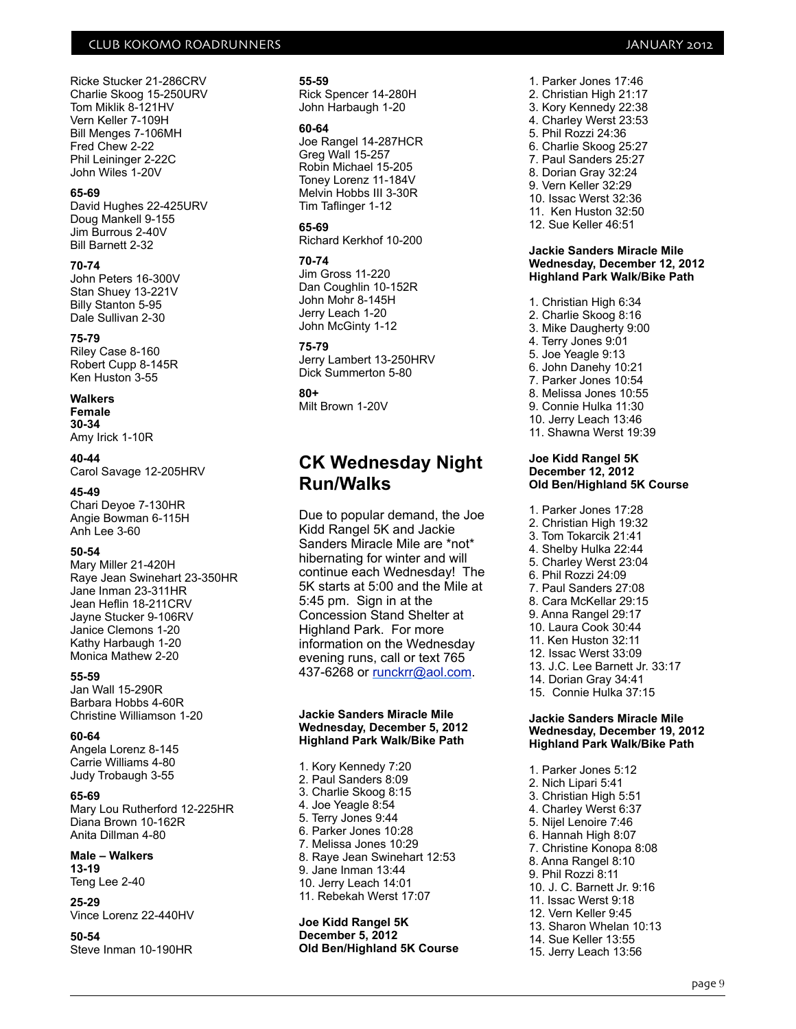Ricke Stucker 21-286CRV
Charlie Skoog 15-250URV
Tom Miklik 8-121HV
Vern Keller 7-109H
Bill Menges 7-106MH
Fred Chew 2-22
Phil Leininger 2-22C
John Wiles 1-20V

**65-69**
David Hughes 22-425URV
Doug Mankell 9-155
Jim Burrous 2-40V
Bill Barnett 2-32

**70-74**
John Peters 16-300V
Stan Shuey 13-221V
Billy Stanton 5-95
Dale Sullivan 2-30

**75-79**
Riley Case 8-160
Robert Cupp 8-145R
Ken Huston 3-55

**Walkers**
**Female**
**30-34**
Amy Irick 1-10R

**40-44**
Carol Savage 12-205HRV

**45-49**
Chari Deyoe 7-130HR
Angie Bowman 6-115H
Anh Lee 3-60

**50-54**
Mary Miller 21-420H
Raye Jean Swinehart 23-350HR
Jane Inman 23-311HR
Jean Heflin 18-211CRV
Jayne Stucker 9-106RV
Janice Clemons 1-20
Kathy Harbaugh 1-20
Monica Mathew 2-20

**55-59**
Jan Wall 15-290R
Barbara Hobbs 4-60R
Christine Williamson 1-20

**60-64**
Angela Lorenz 8-145
Carrie Williams 4-80
Judy Trobaugh 3-55

**65-69**
Mary Lou Rutherford 12-225HR
Diana Brown 10-162R
Anita Dillman 4-80

**Male – Walkers**
**13-19**
Teng Lee 2-40

**25-29**
Vince Lorenz 22-440HV

**50-54**
Steve Inman 10-190HR

**55-59**
Rick Spencer 14-280H
John Harbaugh 1-20

**60-64**
Joe Rangel 14-287HCR
Greg Wall 15-257
Robin Michael 15-205
Toney Lorenz 11-184V
Melvin Hobbs III 3-30R
Tim Taflinger 1-12

**65-69**
Richard Kerkhof 10-200

**70-74**
Jim Gross 11-220
Dan Coughlin 10-152R
John Mohr 8-145H
Jerry Leach 1-20
John McGinty 1-12

**75-79**
Jerry Lambert 13-250HRV
Dick Summerton 5-80

**80+**
Milt Brown 1-20V

## CK Wednesday Night Run/Walks

Due to popular demand, the Joe Kidd Rangel 5K and Jackie Sanders Miracle Mile are *not* hibernating for winter and will continue each Wednesday! The 5K starts at 5:00 and the Mile at 5:45 pm. Sign in at the Concession Stand Shelter at Highland Park. For more information on the Wednesday evening runs, call or text 765 437-6268 or runckrr@aol.com.

**Jackie Sanders Miracle Mile**
**Wednesday, December 5, 2012**
**Highland Park Walk/Bike Path**

1. Kory Kennedy 7:20
2. Paul Sanders 8:09
3. Charlie Skoog 8:15
4. Joe Yeagle 8:54
5. Terry Jones 9:44
6. Parker Jones 10:28
7. Melissa Jones 10:29
8. Raye Jean Swinehart 12:53
9. Jane Inman 13:44
10. Jerry Leach 14:01
11. Rebekah Werst 17:07

**Joe Kidd Rangel 5K**
**December 5, 2012**
**Old Ben/Highland 5K Course**

1. Parker Jones 17:46
2. Christian High 21:17
3. Kory Kennedy 22:38
4. Charley Werst 23:53
5. Phil Rozzi 24:36
6. Charlie Skoog 25:27
7. Paul Sanders 25:27
8. Dorian Gray 32:24
9. Vern Keller 32:29
10. Issac Werst 32:36
11. Ken Huston 32:50
12. Sue Keller 46:51

**Jackie Sanders Miracle Mile**
**Wednesday, December 12, 2012**
**Highland Park Walk/Bike Path**

1. Christian High 6:34
2. Charlie Skoog 8:16
3. Mike Daugherty 9:00
4. Terry Jones 9:01
5. Joe Yeagle 9:13
6. John Danehy 10:21
7. Parker Jones 10:54
8. Melissa Jones 10:55
9. Connie Hulka 11:30
10. Jerry Leach 13:46
11. Shawna Werst 19:39

**Joe Kidd Rangel 5K**
**December 12, 2012**
**Old Ben/Highland 5K Course**

1. Parker Jones 17:28
2. Christian High 19:32
3. Tom Tokarcik 21:41
4. Shelby Hulka 22:44
5. Charley Werst 23:04
6. Phil Rozzi 24:09
7. Paul Sanders 27:08
8. Cara McKellar 29:15
9. Anna Rangel 29:17
10. Laura Cook 30:44
11. Ken Huston 32:11
12. Issac Werst 33:09
13. J.C. Lee Barnett Jr. 33:17
14. Dorian Gray 34:41
15. Connie Hulka 37:15

**Jackie Sanders Miracle Mile**
**Wednesday, December 19, 2012**
**Highland Park Walk/Bike Path**

1. Parker Jones 5:12
2. Nich Lipari 5:41
3. Christian High 5:51
4. Charley Werst 6:37
5. Nijel Lenoire 7:46
6. Hannah High 8:07
7. Christine Konopa 8:08
8. Anna Rangel 8:10
9. Phil Rozzi 8:11
10. J. C. Barnett Jr. 9:16
11. Issac Werst 9:18
12. Vern Keller 9:45
13. Sharon Whelan 10:13
14. Sue Keller 13:55
15. Jerry Leach 13:56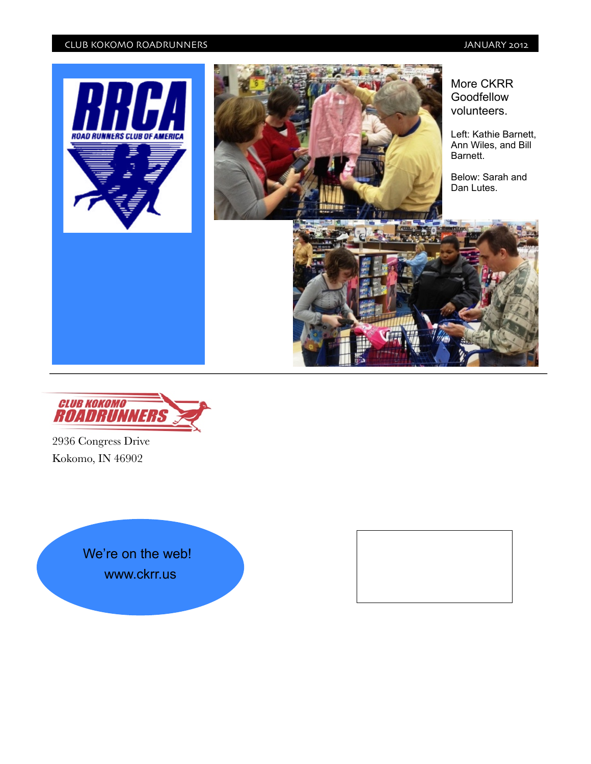More CKRR Goodfellow volunteers.

Left: Kathie Barnett, Ann Wiles, and Bill Barnett.

Below: Sarah and Dan Lutes.

---

2936 Congress Drive

Kokomo, IN 46902

We're on the web!

www.ckrr.us